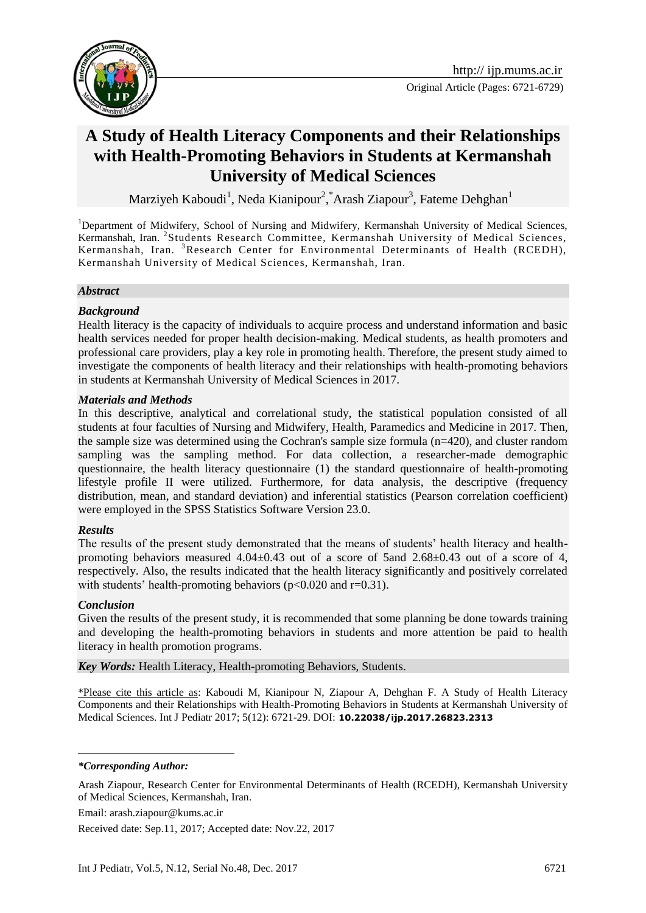Original Article (Pages: 6721-6729)

# A Study of Health Literacy Components and their Relationships with Health-Promoting Behaviors in Students at Kermanshah University of Medical Sciences

Marziyeh Kaboudi[1], Neda Kianipour[2], *Arash Ziapour[3], Fateme Dehghan[1]

[1]Department of Midwifery, School of Nursing and Midwifery, Kermanshah University of Medical Sciences, Kermanshah, Iran. [2]Students Research Committee, Kermanshah University of Medical Sciences, Kermanshah, Iran. [3]Research Center for Environmental Determinants of Health (RCEDH), Kermanshah University of Medical Sciences, Kermanshah, Iran.

### *Abstract*

#### *Background*

Health literacy is the capacity of individuals to acquire process and understand information and basic health services needed for proper health decision-making. Medical students, as health promoters and professional care providers, play a key role in promoting health. Therefore, the present study aimed to investigate the components of health literacy and their relationships with health-promoting behaviors in students at Kermanshah University of Medical Sciences in 2017.

#### *Materials and Methods*

In this descriptive, analytical and correlational study, the statistical population consisted of all students at four faculties of Nursing and Midwifery, Health, Paramedics and Medicine in 2017. Then, the sample size was determined using the Cochran's sample size formula (n=420), and cluster random sampling was the sampling method. For data collection, a researcher-made demographic questionnaire, the health literacy questionnaire (1) the standard questionnaire of health-promoting lifestyle profile II were utilized. Furthermore, for data analysis, the descriptive (frequency distribution, mean, and standard deviation) and inferential statistics (Pearson correlation coefficient) were employed in the SPSS Statistics Software Version 23.0.

#### *Results*

The results of the present study demonstrated that the means of students' health literacy and health-promoting behaviors measured 4.04±0.43 out of a score of 5and 2.68±0.43 out of a score of 4, respectively. Also, the results indicated that the health literacy significantly and positively correlated with students' health-promoting behaviors ($p<0.020$ and $r=0.31$).

#### *Conclusion*

Given the results of the present study, it is recommended that some planning be done towards training and developing the health-promoting behaviors in students and more attention be paid to health literacy in health promotion programs.

***Key Words:*** Health Literacy, Health-promoting Behaviors, Students.

\*Please cite this article as: Kaboudi M, Kianipour N, Ziapour A, Dehghan F. A Study of Health Literacy Components and their Relationships with Health-Promoting Behaviors in Students at Kermanshah University of Medical Sciences. Int J Pediatr 2017; 5(12): 6721-29. DOI: **10.22038/ijp.2017.26823.2313**

---

***\*Corresponding Author:***

Arash Ziapour, Research Center for Environmental Determinants of Health (RCEDH), Kermanshah University of Medical Sciences, Kermanshah, Iran.

Email: arash.ziapour@kums.ac.ir

Received date: Sep.11, 2017; Accepted date: Nov.22, 2017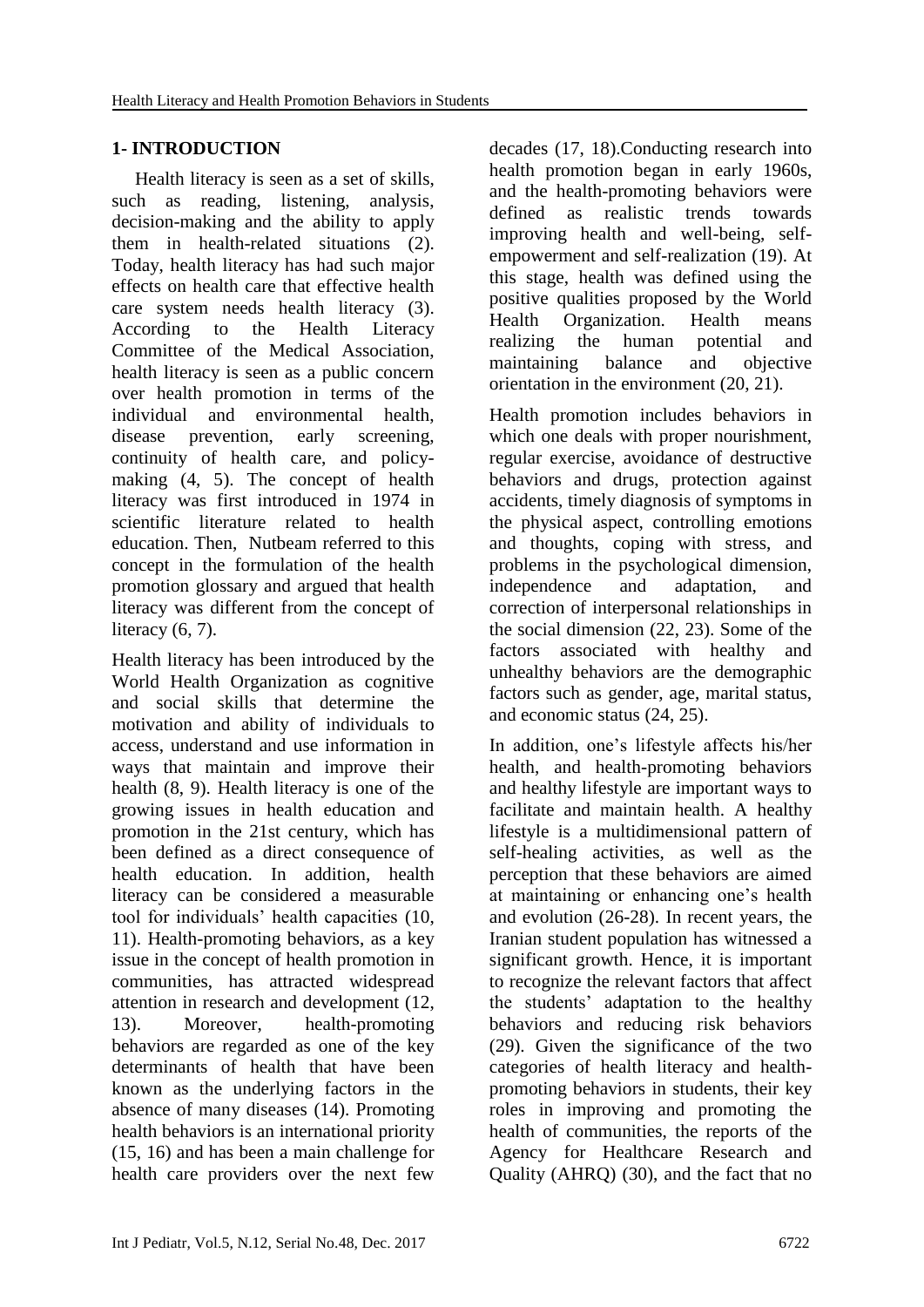## 1- INTRODUCTION

Health literacy is seen as a set of skills, such as reading, listening, analysis, decision-making and the ability to apply them in health-related situations (2). Today, health literacy has had such major effects on health care that effective health care system needs health literacy (3). According to the Health Literacy Committee of the Medical Association, health literacy is seen as a public concern over health promotion in terms of the individual and environmental health, disease prevention, early screening, continuity of health care, and policy-making (4, 5). The concept of health literacy was first introduced in 1974 in scientific literature related to health education. Then, Nutbeam referred to this concept in the formulation of the health promotion glossary and argued that health literacy was different from the concept of literacy (6, 7).

Health literacy has been introduced by the World Health Organization as cognitive and social skills that determine the motivation and ability of individuals to access, understand and use information in ways that maintain and improve their health (8, 9). Health literacy is one of the growing issues in health education and promotion in the 21st century, which has been defined as a direct consequence of health education. In addition, health literacy can be considered a measurable tool for individuals' health capacities (10, 11). Health-promoting behaviors, as a key issue in the concept of health promotion in communities, has attracted widespread attention in research and development (12, 13). Moreover, health-promoting behaviors are regarded as one of the key determinants of health that have been known as the underlying factors in the absence of many diseases (14). Promoting health behaviors is an international priority (15, 16) and has been a main challenge for health care providers over the next few decades (17, 18).Conducting research into health promotion began in early 1960s, and the health-promoting behaviors were defined as realistic trends towards improving health and well-being, self-empowerment and self-realization (19). At this stage, health was defined using the positive qualities proposed by the World Health Organization. Health means realizing the human potential and maintaining balance and objective orientation in the environment (20, 21).

Health promotion includes behaviors in which one deals with proper nourishment, regular exercise, avoidance of destructive behaviors and drugs, protection against accidents, timely diagnosis of symptoms in the physical aspect, controlling emotions and thoughts, coping with stress, and problems in the psychological dimension, independence and adaptation, and correction of interpersonal relationships in the social dimension (22, 23). Some of the factors associated with healthy and unhealthy behaviors are the demographic factors such as gender, age, marital status, and economic status (24, 25).

In addition, one's lifestyle affects his/her health, and health-promoting behaviors and healthy lifestyle are important ways to facilitate and maintain health. A healthy lifestyle is a multidimensional pattern of self-healing activities, as well as the perception that these behaviors are aimed at maintaining or enhancing one's health and evolution (26-28). In recent years, the Iranian student population has witnessed a significant growth. Hence, it is important to recognize the relevant factors that affect the students' adaptation to the healthy behaviors and reducing risk behaviors (29). Given the significance of the two categories of health literacy and health-promoting behaviors in students, their key roles in improving and promoting the health of communities, the reports of the Agency for Healthcare Research and Quality (AHRQ) (30), and the fact that no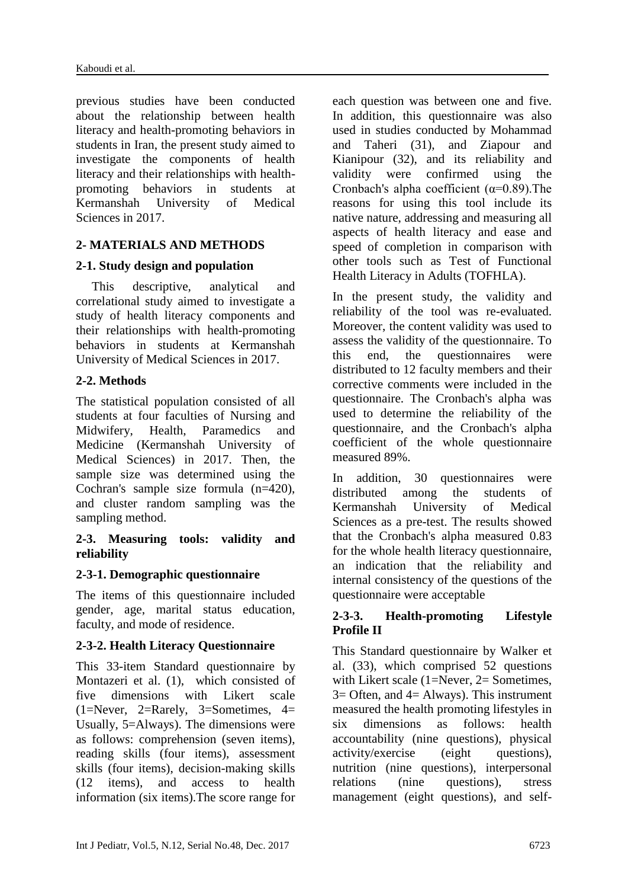previous studies have been conducted about the relationship between health literacy and health-promoting behaviors in students in Iran, the present study aimed to investigate the components of health literacy and their relationships with health-promoting behaviors in students at Kermanshah University of Medical Sciences in 2017.

## 2- MATERIALS AND METHODS

### 2-1. Study design and population

This descriptive, analytical and correlational study aimed to investigate a study of health literacy components and their relationships with health-promoting behaviors in students at Kermanshah University of Medical Sciences in 2017.

### 2-2. Methods

The statistical population consisted of all students at four faculties of Nursing and Midwifery, Health, Paramedics and Medicine (Kermanshah University of Medical Sciences) in 2017. Then, the sample size was determined using the Cochran's sample size formula (n=420), and cluster random sampling was the sampling method.

### 2-3. Measuring tools: validity and reliability

#### 2-3-1. Demographic questionnaire

The items of this questionnaire included gender, age, marital status education, faculty, and mode of residence.

#### 2-3-2. Health Literacy Questionnaire

This 33-item Standard questionnaire by Montazeri et al. (1), which consisted of five dimensions with Likert scale (1=Never, 2=Rarely, 3=Sometimes, 4= Usually, 5=Always). The dimensions were as follows: comprehension (seven items), reading skills (four items), assessment skills (four items), decision-making skills (12 items), and access to health information (six items).The score range for each question was between one and five. In addition, this questionnaire was also used in studies conducted by Mohammad and Taheri (31), and Ziapour and Kianipour (32), and its reliability and validity were confirmed using the Cronbach's alpha coefficient ($\alpha$=0.89).The reasons for using this tool include its native nature, addressing and measuring all aspects of health literacy and ease and speed of completion in comparison with other tools such as Test of Functional Health Literacy in Adults (TOFHLA).

In the present study, the validity and reliability of the tool was re-evaluated. Moreover, the content validity was used to assess the validity of the questionnaire. To this end, the questionnaires were distributed to 12 faculty members and their corrective comments were included in the questionnaire. The Cronbach's alpha was used to determine the reliability of the questionnaire, and the Cronbach's alpha coefficient of the whole questionnaire measured 89%.

In addition, 30 questionnaires were distributed among the students of Kermanshah University of Medical Sciences as a pre-test. The results showed that the Cronbach's alpha measured 0.83 for the whole health literacy questionnaire, an indication that the reliability and internal consistency of the questions of the questionnaire were acceptable

#### 2-3-3. Health-promoting Lifestyle Profile II

This Standard questionnaire by Walker et al. (33), which comprised 52 questions with Likert scale (1=Never, 2= Sometimes, 3= Often, and 4= Always). This instrument measured the health promoting lifestyles in six dimensions as follows: health accountability (nine questions), physical activity/exercise (eight questions), nutrition (nine questions), interpersonal relations (nine questions), stress management (eight questions), and self-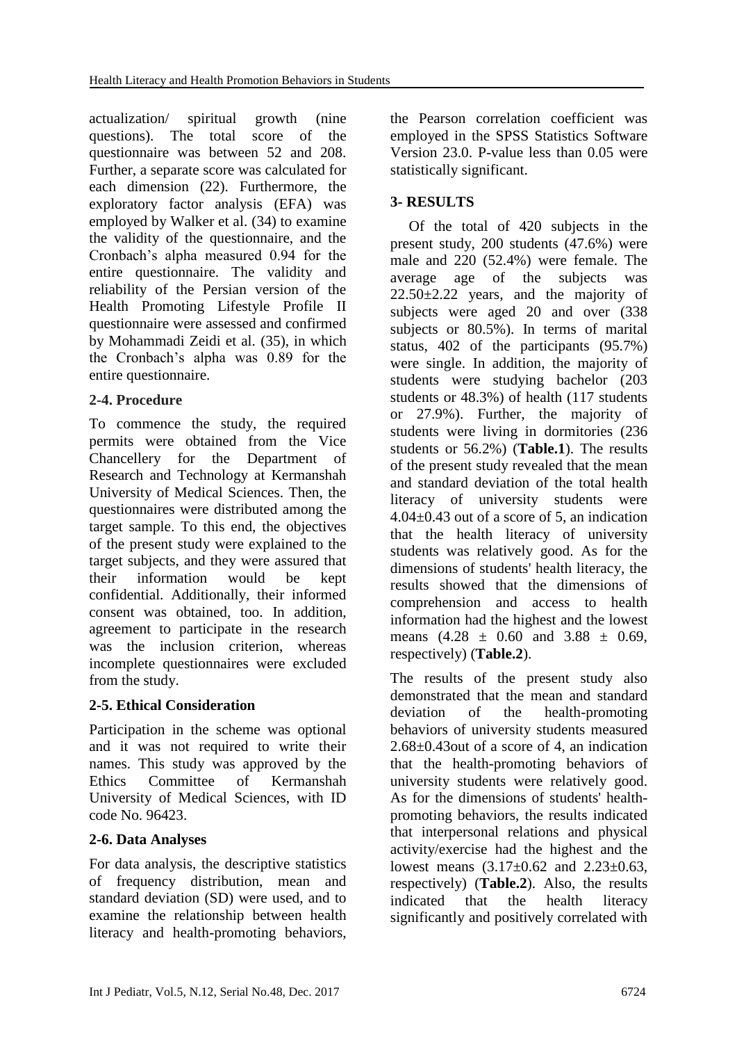actualization/ spiritual growth (nine questions). The total score of the questionnaire was between 52 and 208. Further, a separate score was calculated for each dimension (22). Furthermore, the exploratory factor analysis (EFA) was employed by Walker et al. (34) to examine the validity of the questionnaire, and the Cronbach's alpha measured 0.94 for the entire questionnaire. The validity and reliability of the Persian version of the Health Promoting Lifestyle Profile II questionnaire were assessed and confirmed by Mohammadi Zeidi et al. (35), in which the Cronbach's alpha was 0.89 for the entire questionnaire.

### 2-4. Procedure

To commence the study, the required permits were obtained from the Vice Chancellery for the Department of Research and Technology at Kermanshah University of Medical Sciences. Then, the questionnaires were distributed among the target sample. To this end, the objectives of the present study were explained to the target subjects, and they were assured that their information would be kept confidential. Additionally, their informed consent was obtained, too. In addition, agreement to participate in the research was the inclusion criterion, whereas incomplete questionnaires were excluded from the study.

### 2-5. Ethical Consideration

Participation in the scheme was optional and it was not required to write their names. This study was approved by the Ethics Committee of Kermanshah University of Medical Sciences, with ID code No. 96423.

### 2-6. Data Analyses

For data analysis, the descriptive statistics of frequency distribution, mean and standard deviation (SD) were used, and to examine the relationship between health literacy and health-promoting behaviors, the Pearson correlation coefficient was employed in the SPSS Statistics Software Version 23.0. P-value less than 0.05 were statistically significant.

## 3- RESULTS

Of the total of 420 subjects in the present study, 200 students (47.6%) were male and 220 (52.4%) were female. The average age of the subjects was 22.50±2.22 years, and the majority of subjects were aged 20 and over (338 subjects or 80.5%). In terms of marital status, 402 of the participants (95.7%) were single. In addition, the majority of students were studying bachelor (203 students or 48.3%) of health (117 students or 27.9%). Further, the majority of students were living in dormitories (236 students or 56.2%) (**Table.1**). The results of the present study revealed that the mean and standard deviation of the total health literacy of university students were 4.04±0.43 out of a score of 5, an indication that the health literacy of university students was relatively good. As for the dimensions of students' health literacy, the results showed that the dimensions of comprehension and access to health information had the highest and the lowest means (4.28 ± 0.60 and 3.88 ± 0.69, respectively) (**Table.2**).

The results of the present study also demonstrated that the mean and standard deviation of the health-promoting behaviors of university students measured 2.68±0.43out of a score of 4, an indication that the health-promoting behaviors of university students were relatively good. As for the dimensions of students' health-promoting behaviors, the results indicated that interpersonal relations and physical activity/exercise had the highest and the lowest means (3.17±0.62 and 2.23±0.63, respectively) (**Table.2**). Also, the results indicated that the health literacy significantly and positively correlated with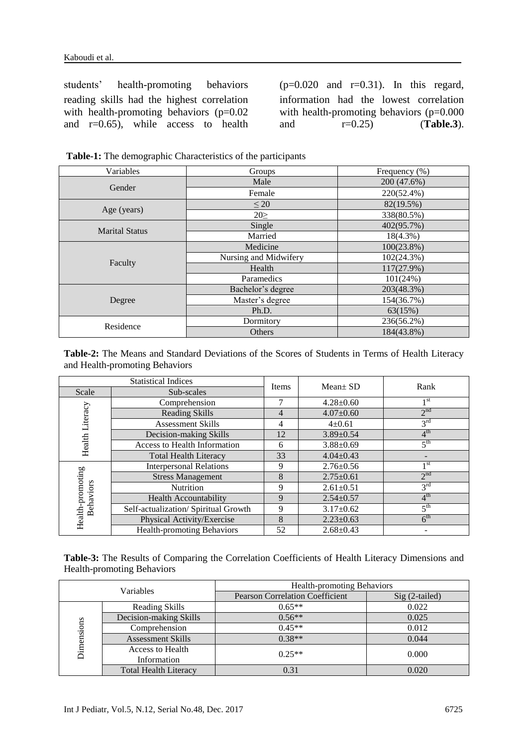students' health-promoting behaviors reading skills had the highest correlation with health-promoting behaviors (p=0.02 and r=0.65), while access to health (p=0.020 and r=0.31). In this regard, information had the lowest correlation with health-promoting behaviors (p=0.000 and r=0.25) (**Table.3**).

**Table-1:** The demographic Characteristics of the participants

| Variables | Groups | Frequency (%) |
|---|---|---|
| Gender | Male | 200 (47.6%) |
| | Female | 220(52.4%) |
| Age (years) | ≤ 20 | 82(19.5%) |
| | 20≥ | 338(80.5%) |
| Marital Status | Single | 402(95.7%) |
| | Married | 18(4.3%) |
| Faculty | Medicine | 100(23.8%) |
| | Nursing and Midwifery | 102(24.3%) |
| | Health | 117(27.9%) |
| | Paramedics | 101(24%) |
| Degree | Bachelor's degree | 203(48.3%) |
| | Master's degree | 154(36.7%) |
| | Ph.D. | 63(15%) |
| Residence | Dormitory | 236(56.2%) |
| | Others | 184(43.8%) |

**Table-2:** The Means and Standard Deviations of the Scores of Students in Terms of Health Literacy and Health-promoting Behaviors

| Statistical Indices | | Items | Mean± SD | Rank |
|---|---|---|---|---|
| Scale | Sub-scales | | | |
| Health Literacy | Comprehension | 7 | 4.28±0.60 | 1st |
| | Reading Skills | 4 | 4.07±0.60 | 2nd |
| | Assessment Skills | 4 | 4±0.61 | 3rd |
| | Decision-making Skills | 12 | 3.89±0.54 | 4th |
| | Access to Health Information | 6 | 3.88±0.69 | 5th |
| | Total Health Literacy | 33 | 4.04±0.43 | - |
| Health-promoting Behaviors | Interpersonal Relations | 9 | 2.76±0.56 | 1st |
| | Stress Management | 8 | 2.75±0.61 | 2nd |
| | Nutrition | 9 | 2.61±0.51 | 3rd |
| | Health Accountability | 9 | 2.54±0.57 | 4th |
| | Self-actualization/ Spiritual Growth | 9 | 3.17±0.62 | 5th |
| | Physical Activity/Exercise | 8 | 2.23±0.63 | 6th |
| | Health-promoting Behaviors | 52 | 2.68±0.43 | - |

**Table-3:** The Results of Comparing the Correlation Coefficients of Health Literacy Dimensions and Health-promoting Behaviors

| Variables | | Health-promoting Behaviors | |
|---|---|---|---|
| | | Pearson Correlation Coefficient | Sig (2-tailed) |
| Dimensions | Reading Skills | 0.65** | 0.022 |
| | Decision-making Skills | 0.56** | 0.025 |
| | Comprehension | 0.45** | 0.012 |
| | Assessment Skills | 0.38** | 0.044 |
| | Access to Health Information | 0.25** | 0.000 |
| | Total Health Literacy | 0.31 | 0.020 |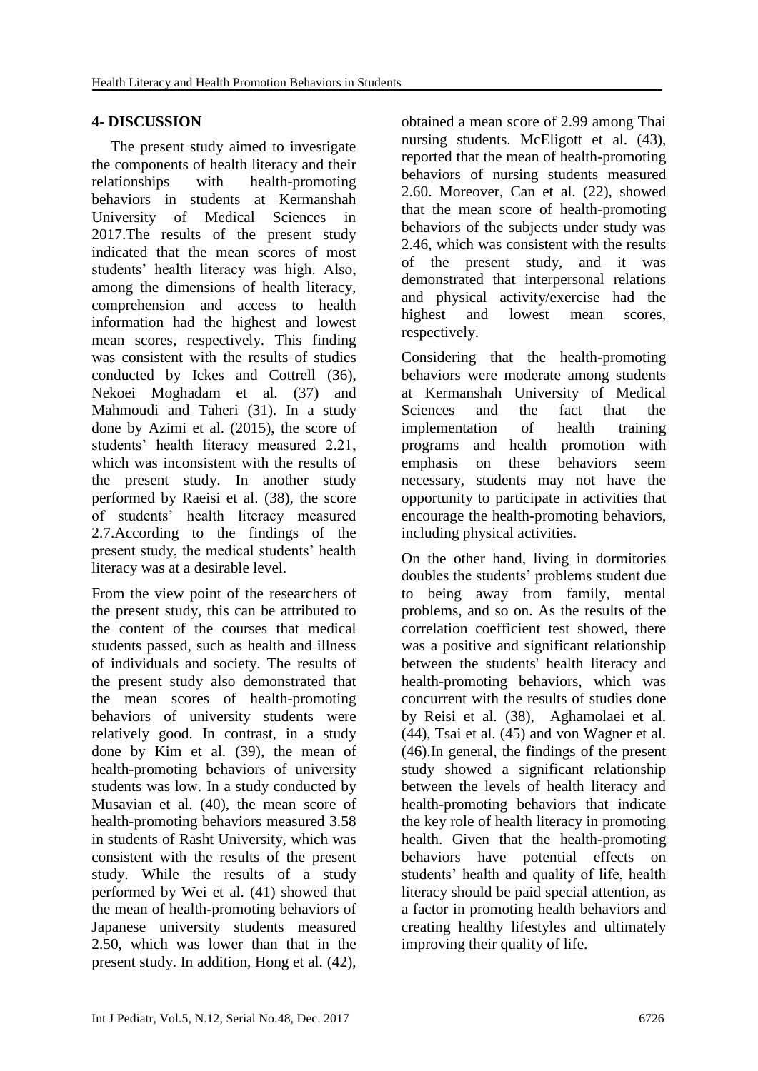## 4- DISCUSSION

The present study aimed to investigate the components of health literacy and their relationships with health-promoting behaviors in students at Kermanshah University of Medical Sciences in 2017.The results of the present study indicated that the mean scores of most students' health literacy was high. Also, among the dimensions of health literacy, comprehension and access to health information had the highest and lowest mean scores, respectively. This finding was consistent with the results of studies conducted by Ickes and Cottrell (36), Nekoei Moghadam et al. (37) and Mahmoudi and Taheri (31). In a study done by Azimi et al. (2015), the score of students' health literacy measured 2.21, which was inconsistent with the results of the present study. In another study performed by Raeisi et al. (38), the score of students' health literacy measured 2.7.According to the findings of the present study, the medical students' health literacy was at a desirable level.

From the view point of the researchers of the present study, this can be attributed to the content of the courses that medical students passed, such as health and illness of individuals and society. The results of the present study also demonstrated that the mean scores of health-promoting behaviors of university students were relatively good. In contrast, in a study done by Kim et al. (39), the mean of health-promoting behaviors of university students was low. In a study conducted by Musavian et al. (40), the mean score of health-promoting behaviors measured 3.58 in students of Rasht University, which was consistent with the results of the present study. While the results of a study performed by Wei et al. (41) showed that the mean of health-promoting behaviors of Japanese university students measured 2.50, which was lower than that in the present study. In addition, Hong et al. (42), obtained a mean score of 2.99 among Thai nursing students. McEligott et al. (43), reported that the mean of health-promoting behaviors of nursing students measured 2.60. Moreover, Can et al. (22), showed that the mean score of health-promoting behaviors of the subjects under study was 2.46, which was consistent with the results of the present study, and it was demonstrated that interpersonal relations and physical activity/exercise had the highest and lowest mean scores, respectively.

Considering that the health-promoting behaviors were moderate among students at Kermanshah University of Medical Sciences and the fact that the implementation of health training programs and health promotion with emphasis on these behaviors seem necessary, students may not have the opportunity to participate in activities that encourage the health-promoting behaviors, including physical activities.

On the other hand, living in dormitories doubles the students' problems student due to being away from family, mental problems, and so on. As the results of the correlation coefficient test showed, there was a positive and significant relationship between the students' health literacy and health-promoting behaviors, which was concurrent with the results of studies done by Reisi et al. (38), Aghamolaei et al. (44), Tsai et al. (45) and von Wagner et al. (46).In general, the findings of the present study showed a significant relationship between the levels of health literacy and health-promoting behaviors that indicate the key role of health literacy in promoting health. Given that the health-promoting behaviors have potential effects on students' health and quality of life, health literacy should be paid special attention, as a factor in promoting health behaviors and creating healthy lifestyles and ultimately improving their quality of life.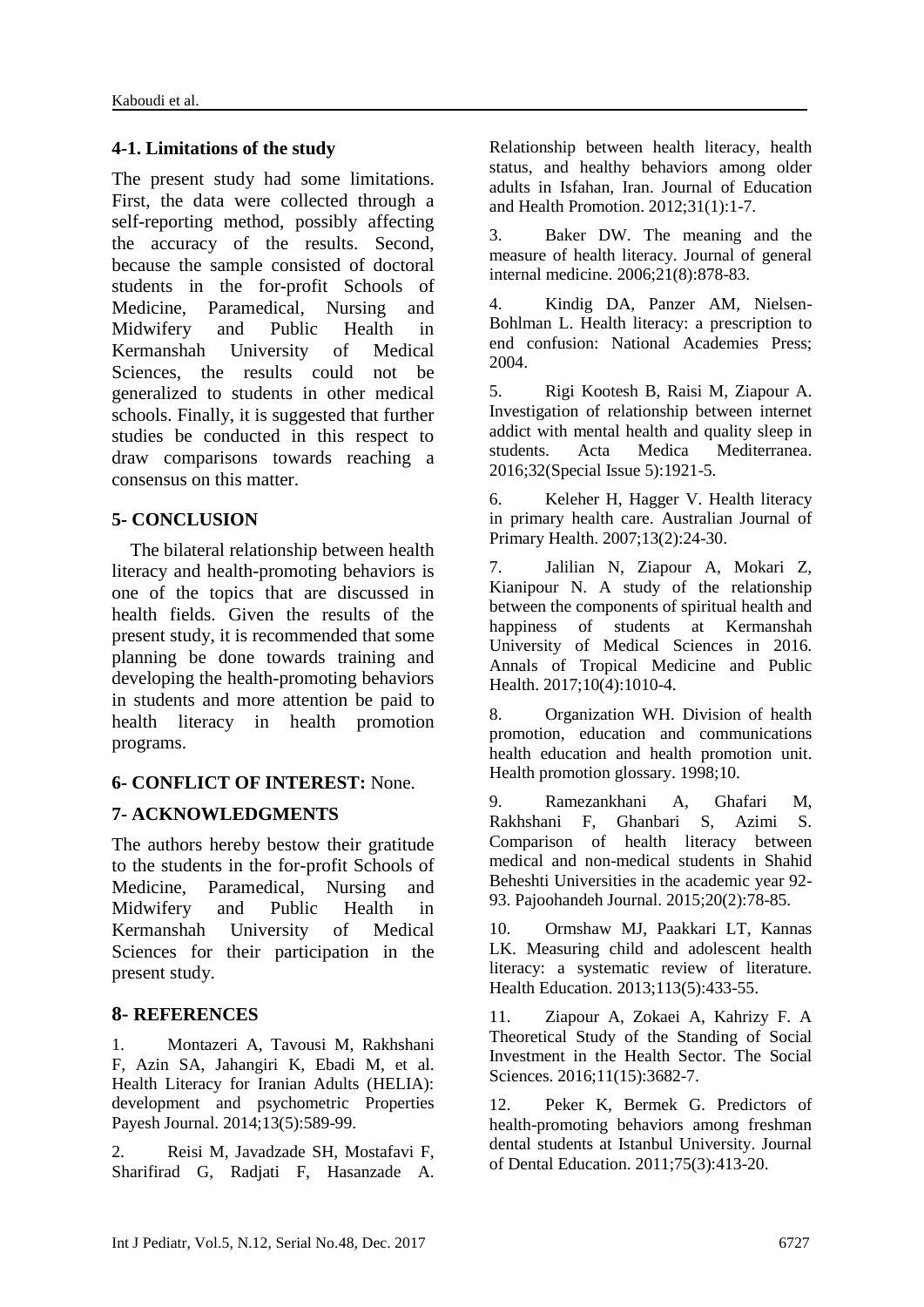### 4-1. Limitations of the study

The present study had some limitations. First, the data were collected through a self-reporting method, possibly affecting the accuracy of the results. Second, because the sample consisted of doctoral students in the for-profit Schools of Medicine, Paramedical, Nursing and Midwifery and Public Health in Kermanshah University of Medical Sciences, the results could not be generalized to students in other medical schools. Finally, it is suggested that further studies be conducted in this respect to draw comparisons towards reaching a consensus on this matter.

## 5- CONCLUSION

The bilateral relationship between health literacy and health-promoting behaviors is one of the topics that are discussed in health fields. Given the results of the present study, it is recommended that some planning be done towards training and developing the health-promoting behaviors in students and more attention be paid to health literacy in health promotion programs.

## 6- CONFLICT OF INTEREST: None.

## 7- ACKNOWLEDGMENTS

The authors hereby bestow their gratitude to the students in the for-profit Schools of Medicine, Paramedical, Nursing and Midwifery and Public Health in Kermanshah University of Medical Sciences for their participation in the present study.

## 8- REFERENCES

1. Montazeri A, Tavousi M, Rakhshani F, Azin SA, Jahangiri K, Ebadi M, et al. Health Literacy for Iranian Adults (HELIA): development and psychometric Properties Payesh Journal. 2014;13(5):589-99.

2. Reisi M, Javadzade SH, Mostafavi F, Sharifirad G, Radjati F, Hasanzade A. Relationship between health literacy, health status, and healthy behaviors among older adults in Isfahan, Iran. Journal of Education and Health Promotion. 2012;31(1):1-7.

3. Baker DW. The meaning and the measure of health literacy. Journal of general internal medicine. 2006;21(8):878-83.

4. Kindig DA, Panzer AM, Nielsen-Bohlman L. Health literacy: a prescription to end confusion: National Academies Press; 2004.

5. Rigi Kootesh B, Raisi M, Ziapour A. Investigation of relationship between internet addict with mental health and quality sleep in students. Acta Medica Mediterranea. 2016;32(Special Issue 5):1921-5.

6. Keleher H, Hagger V. Health literacy in primary health care. Australian Journal of Primary Health. 2007;13(2):24-30.

7. Jalilian N, Ziapour A, Mokari Z, Kianipour N. A study of the relationship between the components of spiritual health and happiness of students at Kermanshah University of Medical Sciences in 2016. Annals of Tropical Medicine and Public Health. 2017;10(4):1010-4.

8. Organization WH. Division of health promotion, education and communications health education and health promotion unit. Health promotion glossary. 1998;10.

9. Ramezankhani A, Ghafari M, Rakhshani F, Ghanbari S, Azimi S. Comparison of health literacy between medical and non-medical students in Shahid Beheshti Universities in the academic year 92-93. Pajoohandeh Journal. 2015;20(2):78-85.

10. Ormshaw MJ, Paakkari LT, Kannas LK. Measuring child and adolescent health literacy: a systematic review of literature. Health Education. 2013;113(5):433-55.

11. Ziapour A, Zokaei A, Kahrizy F. A Theoretical Study of the Standing of Social Investment in the Health Sector. The Social Sciences. 2016;11(15):3682-7.

12. Peker K, Bermek G. Predictors of health-promoting behaviors among freshman dental students at Istanbul University. Journal of Dental Education. 2011;75(3):413-20.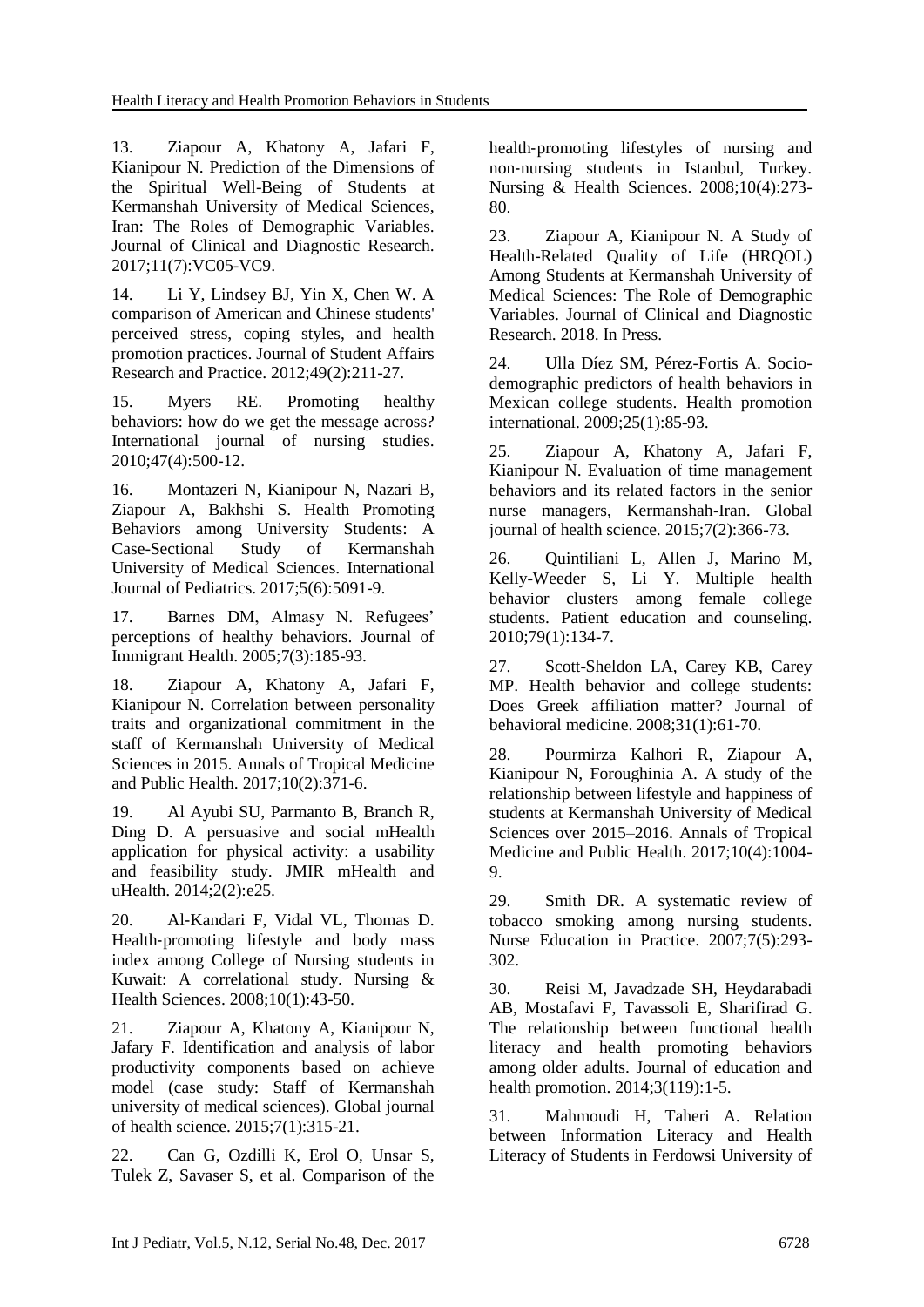13. Ziapour A, Khatony A, Jafari F, Kianipour N. Prediction of the Dimensions of the Spiritual Well-Being of Students at Kermanshah University of Medical Sciences, Iran: The Roles of Demographic Variables. Journal of Clinical and Diagnostic Research. 2017;11(7):VC05-VC9.

14. Li Y, Lindsey BJ, Yin X, Chen W. A comparison of American and Chinese students' perceived stress, coping styles, and health promotion practices. Journal of Student Affairs Research and Practice. 2012;49(2):211-27.

15. Myers RE. Promoting healthy behaviors: how do we get the message across? International journal of nursing studies. 2010;47(4):500-12.

16. Montazeri N, Kianipour N, Nazari B, Ziapour A, Bakhshi S. Health Promoting Behaviors among University Students: A Case-Sectional Study of Kermanshah University of Medical Sciences. International Journal of Pediatrics. 2017;5(6):5091-9.

17. Barnes DM, Almasy N. Refugees' perceptions of healthy behaviors. Journal of Immigrant Health. 2005;7(3):185-93.

18. Ziapour A, Khatony A, Jafari F, Kianipour N. Correlation between personality traits and organizational commitment in the staff of Kermanshah University of Medical Sciences in 2015. Annals of Tropical Medicine and Public Health. 2017;10(2):371-6.

19. Al Ayubi SU, Parmanto B, Branch R, Ding D. A persuasive and social mHealth application for physical activity: a usability and feasibility study. JMIR mHealth and uHealth. 2014;2(2):e25.

20. Al‐Kandari F, Vidal VL, Thomas D. Health‐promoting lifestyle and body mass index among College of Nursing students in Kuwait: A correlational study. Nursing & Health Sciences. 2008;10(1):43-50.

21. Ziapour A, Khatony A, Kianipour N, Jafary F. Identification and analysis of labor productivity components based on achieve model (case study: Staff of Kermanshah university of medical sciences). Global journal of health science. 2015;7(1):315-21.

22. Can G, Ozdilli K, Erol O, Unsar S, Tulek Z, Savaser S, et al. Comparison of the health‐promoting lifestyles of nursing and non‐nursing students in Istanbul, Turkey. Nursing & Health Sciences. 2008;10(4):273-80.

23. Ziapour A, Kianipour N. A Study of Health-Related Quality of Life (HRQOL) Among Students at Kermanshah University of Medical Sciences: The Role of Demographic Variables. Journal of Clinical and Diagnostic Research. 2018. In Press.

24. Ulla Díez SM, Pérez-Fortis A. Socio-demographic predictors of health behaviors in Mexican college students. Health promotion international. 2009;25(1):85-93.

25. Ziapour A, Khatony A, Jafari F, Kianipour N. Evaluation of time management behaviors and its related factors in the senior nurse managers, Kermanshah-Iran. Global journal of health science. 2015;7(2):366-73.

26. Quintiliani L, Allen J, Marino M, Kelly-Weeder S, Li Y. Multiple health behavior clusters among female college students. Patient education and counseling. 2010;79(1):134-7.

27. Scott-Sheldon LA, Carey KB, Carey MP. Health behavior and college students: Does Greek affiliation matter? Journal of behavioral medicine. 2008;31(1):61-70.

28. Pourmirza Kalhori R, Ziapour A, Kianipour N, Foroughinia A. A study of the relationship between lifestyle and happiness of students at Kermanshah University of Medical Sciences over 2015–2016. Annals of Tropical Medicine and Public Health. 2017;10(4):1004-9.

29. Smith DR. A systematic review of tobacco smoking among nursing students. Nurse Education in Practice. 2007;7(5):293-302.

30. Reisi M, Javadzade SH, Heydarabadi AB, Mostafavi F, Tavassoli E, Sharifirad G. The relationship between functional health literacy and health promoting behaviors among older adults. Journal of education and health promotion. 2014;3(119):1-5.

31. Mahmoudi H, Taheri A. Relation between Information Literacy and Health Literacy of Students in Ferdowsi University of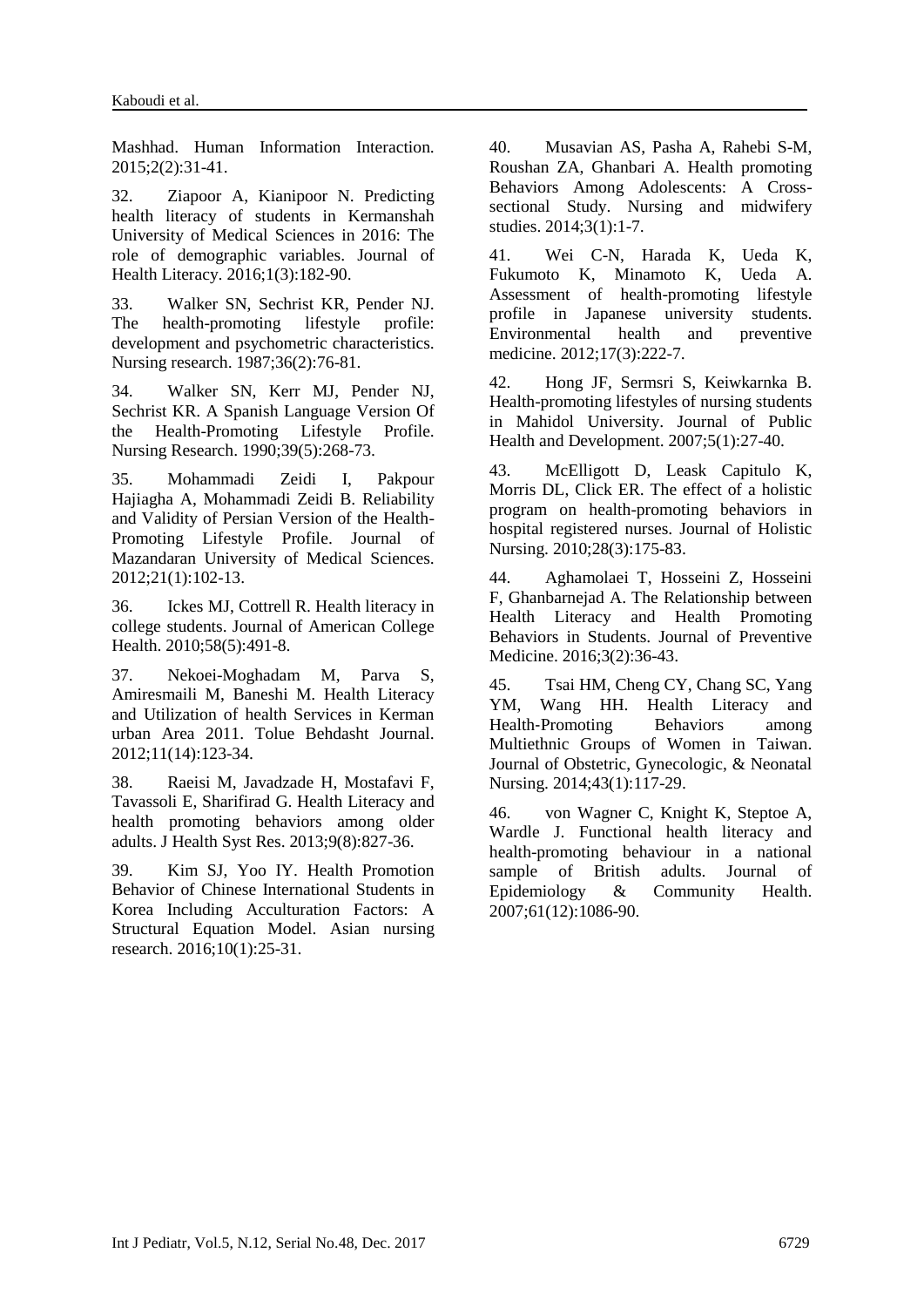Mashhad. Human Information Interaction. 2015;2(2):31-41.

32. Ziapoor A, Kianipoor N. Predicting health literacy of students in Kermanshah University of Medical Sciences in 2016: The role of demographic variables. Journal of Health Literacy. 2016;1(3):182-90.

33. Walker SN, Sechrist KR, Pender NJ. The health-promoting lifestyle profile: development and psychometric characteristics. Nursing research. 1987;36(2):76-81.

34. Walker SN, Kerr MJ, Pender NJ, Sechrist KR. A Spanish Language Version Of the Health-Promoting Lifestyle Profile. Nursing Research. 1990;39(5):268-73.

35. Mohammadi Zeidi I, Pakpour Hajiagha A, Mohammadi Zeidi B. Reliability and Validity of Persian Version of the Health-Promoting Lifestyle Profile. Journal of Mazandaran University of Medical Sciences. 2012;21(1):102-13.

36. Ickes MJ, Cottrell R. Health literacy in college students. Journal of American College Health. 2010;58(5):491-8.

37. Nekoei-Moghadam M, Parva S, Amiresmaili M, Baneshi M. Health Literacy and Utilization of health Services in Kerman urban Area 2011. Tolue Behdasht Journal. 2012;11(14):123-34.

38. Raeisi M, Javadzade H, Mostafavi F, Tavassoli E, Sharifirad G. Health Literacy and health promoting behaviors among older adults. J Health Syst Res. 2013;9(8):827-36.

39. Kim SJ, Yoo IY. Health Promotion Behavior of Chinese International Students in Korea Including Acculturation Factors: A Structural Equation Model. Asian nursing research. 2016;10(1):25-31.

40. Musavian AS, Pasha A, Rahebi S-M, Roushan ZA, Ghanbari A. Health promoting Behaviors Among Adolescents: A Cross-sectional Study. Nursing and midwifery studies. 2014;3(1):1-7.

41. Wei C-N, Harada K, Ueda K, Fukumoto K, Minamoto K, Ueda A. Assessment of health-promoting lifestyle profile in Japanese university students. Environmental health and preventive medicine. 2012;17(3):222-7.

42. Hong JF, Sermsri S, Keiwkarnka B. Health-promoting lifestyles of nursing students in Mahidol University. Journal of Public Health and Development. 2007;5(1):27-40.

43. McElligott D, Leask Capitulo K, Morris DL, Click ER. The effect of a holistic program on health-promoting behaviors in hospital registered nurses. Journal of Holistic Nursing. 2010;28(3):175-83.

44. Aghamolaei T, Hosseini Z, Hosseini F, Ghanbarnejad A. The Relationship between Health Literacy and Health Promoting Behaviors in Students. Journal of Preventive Medicine. 2016;3(2):36-43.

45. Tsai HM, Cheng CY, Chang SC, Yang YM, Wang HH. Health Literacy and Health-Promoting Behaviors among Multiethnic Groups of Women in Taiwan. Journal of Obstetric, Gynecologic, & Neonatal Nursing. 2014;43(1):117-29.

46. von Wagner C, Knight K, Steptoe A, Wardle J. Functional health literacy and health-promoting behaviour in a national sample of British adults. Journal of Epidemiology & Community Health. 2007;61(12):1086-90.